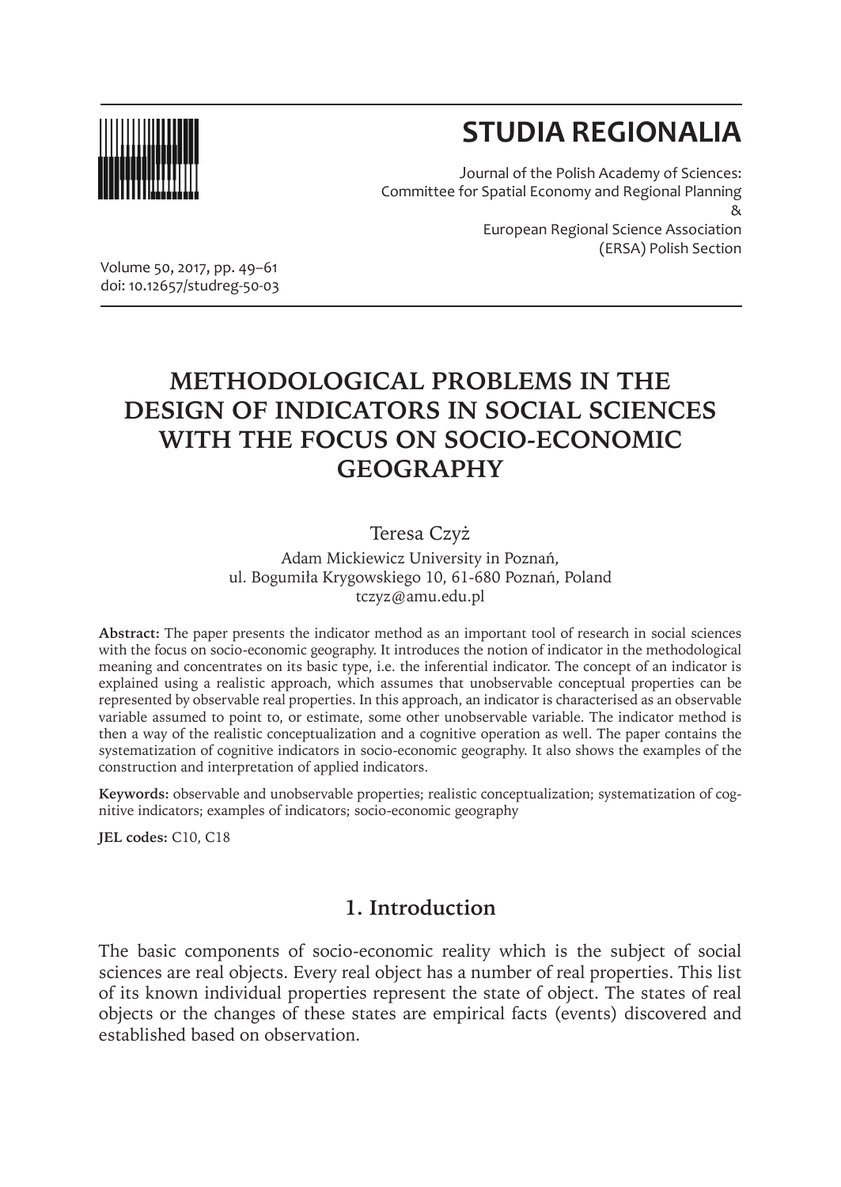# STUDIA REGIONALIA

Journal of the Polish Academy of Sciences:
Committee for Spatial Economy and Regional Planning
&
European Regional Science Association
(ERSA) Polish Section

Volume 50, 2017, pp. 49–61
doi: 10.12657/studreg-50-03

# METHODOLOGICAL PROBLEMS IN THE DESIGN OF INDICATORS IN SOCIAL SCIENCES WITH THE FOCUS ON SOCIO-ECONOMIC GEOGRAPHY

Teresa Czyż

Adam Mickiewicz University in Poznań,
ul. Bogumiła Krygowskiego 10, 61-680 Poznań, Poland
tczyz@amu.edu.pl

**Abstract:** The paper presents the indicator method as an important tool of research in social sciences with the focus on socio-economic geography. It introduces the notion of indicator in the methodological meaning and concentrates on its basic type, i.e. the inferential indicator. The concept of an indicator is explained using a realistic approach, which assumes that unobservable conceptual properties can be represented by observable real properties. In this approach, an indicator is characterised as an observable variable assumed to point to, or estimate, some other unobservable variable. The indicator method is then a way of the realistic conceptualization and a cognitive operation as well. The paper contains the systematization of cognitive indicators in socio-economic geography. It also shows the examples of the construction and interpretation of applied indicators.

**Keywords:** observable and unobservable properties; realistic conceptualization; systematization of cognitive indicators; examples of indicators; socio-economic geography

**JEL codes:** C10, C18

## 1. Introduction

The basic components of socio-economic reality which is the subject of social sciences are real objects. Every real object has a number of real properties. This list of its known individual properties represent the state of object. The states of real objects or the changes of these states are empirical facts (events) discovered and established based on observation.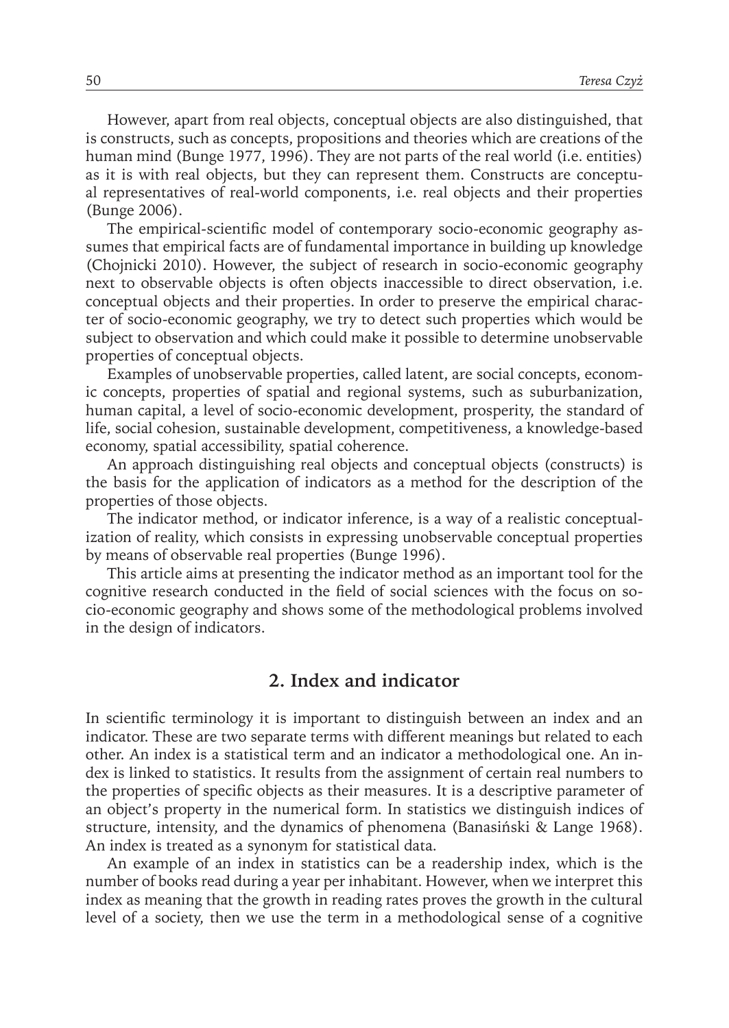However, apart from real objects, conceptual objects are also distinguished, that is constructs, such as concepts, propositions and theories which are creations of the human mind (Bunge 1977, 1996). They are not parts of the real world (i.e. entities) as it is with real objects, but they can represent them. Constructs are conceptual representatives of real-world components, i.e. real objects and their properties (Bunge 2006).

The empirical-scientific model of contemporary socio-economic geography assumes that empirical facts are of fundamental importance in building up knowledge (Chojnicki 2010). However, the subject of research in socio-economic geography next to observable objects is often objects inaccessible to direct observation, i.e. conceptual objects and their properties. In order to preserve the empirical character of socio-economic geography, we try to detect such properties which would be subject to observation and which could make it possible to determine unobservable properties of conceptual objects.

Examples of unobservable properties, called latent, are social concepts, economic concepts, properties of spatial and regional systems, such as suburbanization, human capital, a level of socio-economic development, prosperity, the standard of life, social cohesion, sustainable development, competitiveness, a knowledge-based economy, spatial accessibility, spatial coherence.

An approach distinguishing real objects and conceptual objects (constructs) is the basis for the application of indicators as a method for the description of the properties of those objects.

The indicator method, or indicator inference, is a way of a realistic conceptualization of reality, which consists in expressing unobservable conceptual properties by means of observable real properties (Bunge 1996).

This article aims at presenting the indicator method as an important tool for the cognitive research conducted in the field of social sciences with the focus on socio-economic geography and shows some of the methodological problems involved in the design of indicators.

## 2. Index and indicator

In scientific terminology it is important to distinguish between an index and an indicator. These are two separate terms with different meanings but related to each other. An index is a statistical term and an indicator a methodological one. An index is linked to statistics. It results from the assignment of certain real numbers to the properties of specific objects as their measures. It is a descriptive parameter of an object's property in the numerical form. In statistics we distinguish indices of structure, intensity, and the dynamics of phenomena (Banasiński & Lange 1968). An index is treated as a synonym for statistical data.

An example of an index in statistics can be a readership index, which is the number of books read during a year per inhabitant. However, when we interpret this index as meaning that the growth in reading rates proves the growth in the cultural level of a society, then we use the term in a methodological sense of a cognitive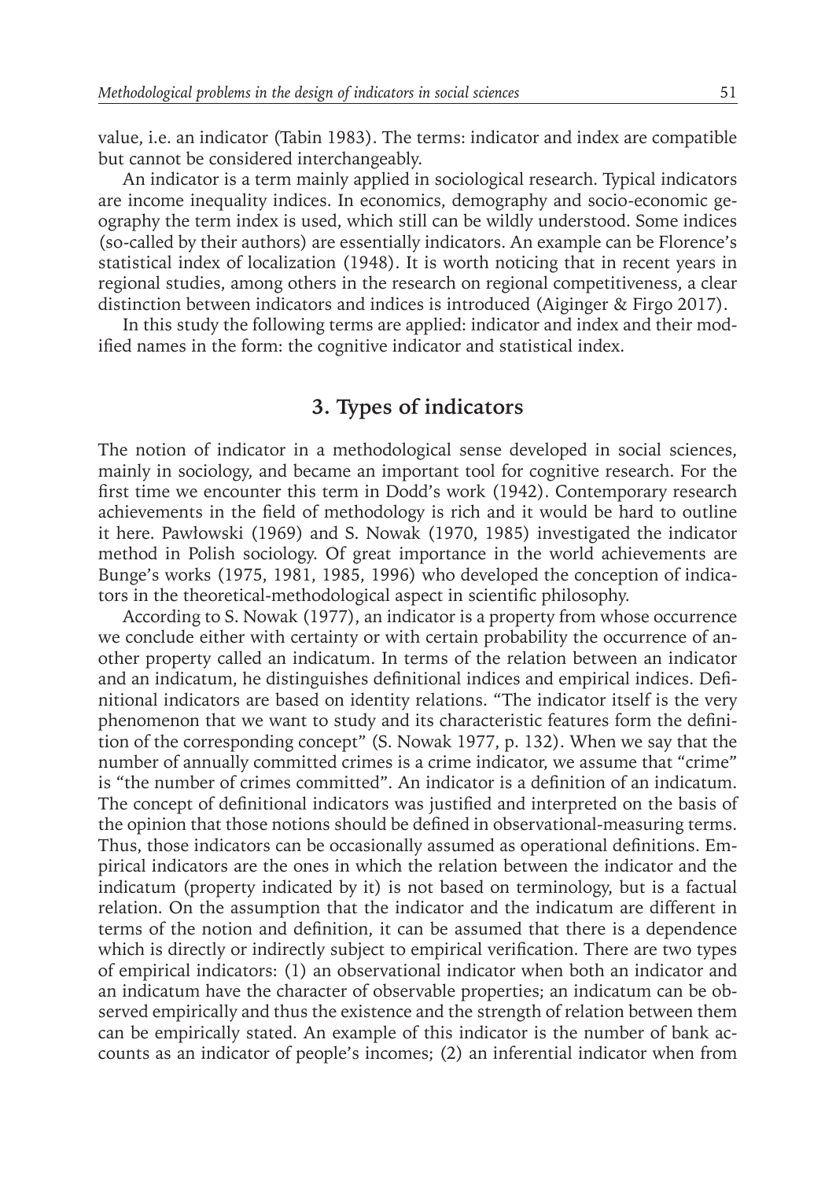value, i.e. an indicator (Tabin 1983). The terms: indicator and index are compatible but cannot be considered interchangeably.

An indicator is a term mainly applied in sociological research. Typical indicators are income inequality indices. In economics, demography and socio-economic geography the term index is used, which still can be wildly understood. Some indices (so-called by their authors) are essentially indicators. An example can be Florence's statistical index of localization (1948). It is worth noticing that in recent years in regional studies, among others in the research on regional competitiveness, a clear distinction between indicators and indices is introduced (Aiginger & Firgo 2017).

In this study the following terms are applied: indicator and index and their modified names in the form: the cognitive indicator and statistical index.

## 3. Types of indicators

The notion of indicator in a methodological sense developed in social sciences, mainly in sociology, and became an important tool for cognitive research. For the first time we encounter this term in Dodd's work (1942). Contemporary research achievements in the field of methodology is rich and it would be hard to outline it here. Pawłowski (1969) and S. Nowak (1970, 1985) investigated the indicator method in Polish sociology. Of great importance in the world achievements are Bunge's works (1975, 1981, 1985, 1996) who developed the conception of indicators in the theoretical-methodological aspect in scientific philosophy.

According to S. Nowak (1977), an indicator is a property from whose occurrence we conclude either with certainty or with certain probability the occurrence of another property called an indicatum. In terms of the relation between an indicator and an indicatum, he distinguishes definitional indices and empirical indices. Definitional indicators are based on identity relations. "The indicator itself is the very phenomenon that we want to study and its characteristic features form the definition of the corresponding concept" (S. Nowak 1977, p. 132). When we say that the number of annually committed crimes is a crime indicator, we assume that "crime" is "the number of crimes committed". An indicator is a definition of an indicatum. The concept of definitional indicators was justified and interpreted on the basis of the opinion that those notions should be defined in observational-measuring terms. Thus, those indicators can be occasionally assumed as operational definitions. Empirical indicators are the ones in which the relation between the indicator and the indicatum (property indicated by it) is not based on terminology, but is a factual relation. On the assumption that the indicator and the indicatum are different in terms of the notion and definition, it can be assumed that there is a dependence which is directly or indirectly subject to empirical verification. There are two types of empirical indicators: (1) an observational indicator when both an indicator and an indicatum have the character of observable properties; an indicatum can be observed empirically and thus the existence and the strength of relation between them can be empirically stated. An example of this indicator is the number of bank accounts as an indicator of people's incomes; (2) an inferential indicator when from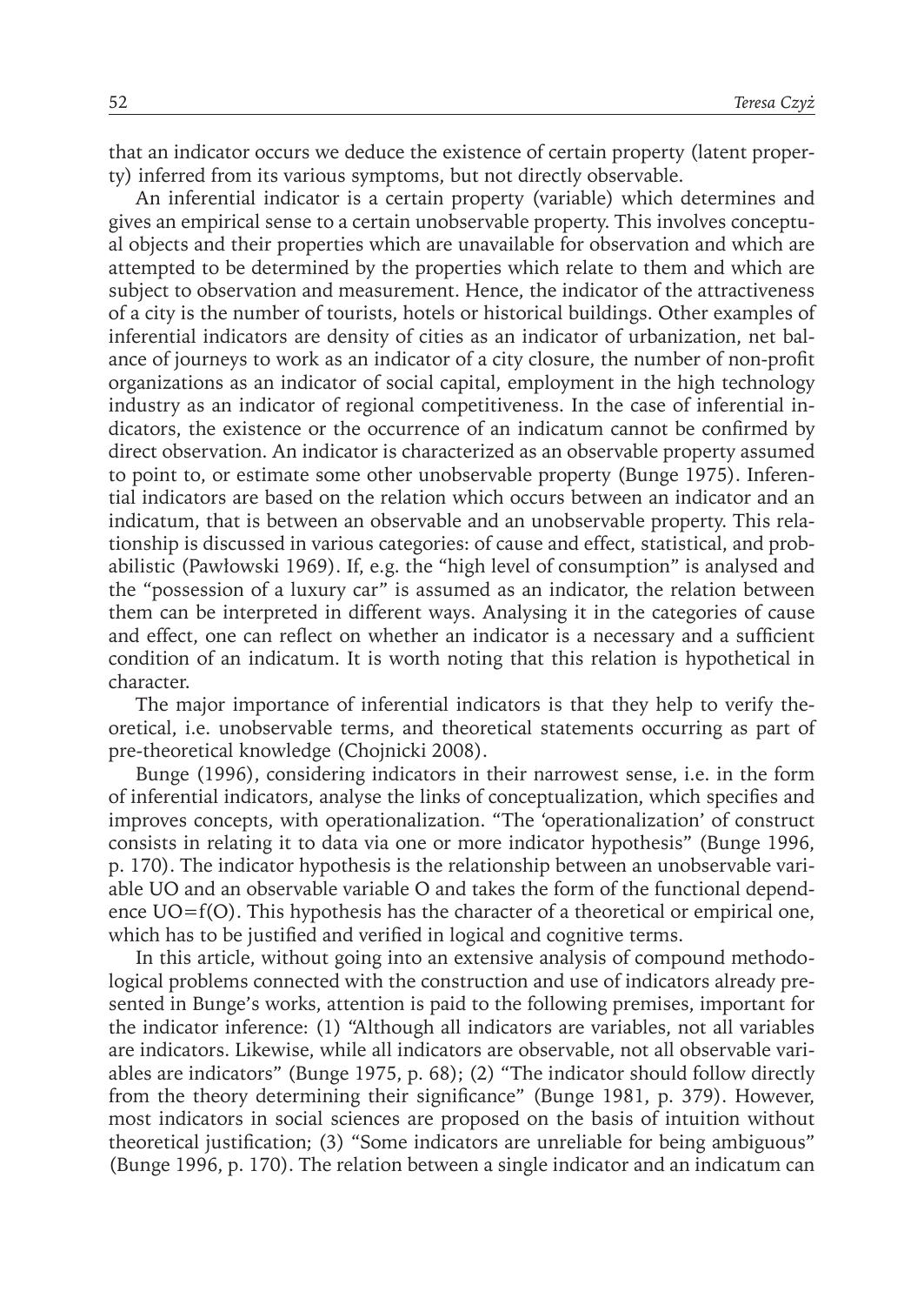that an indicator occurs we deduce the existence of certain property (latent property) inferred from its various symptoms, but not directly observable.

An inferential indicator is a certain property (variable) which determines and gives an empirical sense to a certain unobservable property. This involves conceptual objects and their properties which are unavailable for observation and which are attempted to be determined by the properties which relate to them and which are subject to observation and measurement. Hence, the indicator of the attractiveness of a city is the number of tourists, hotels or historical buildings. Other examples of inferential indicators are density of cities as an indicator of urbanization, net balance of journeys to work as an indicator of a city closure, the number of non-profit organizations as an indicator of social capital, employment in the high technology industry as an indicator of regional competitiveness. In the case of inferential indicators, the existence or the occurrence of an indicatum cannot be confirmed by direct observation. An indicator is characterized as an observable property assumed to point to, or estimate some other unobservable property (Bunge 1975). Inferential indicators are based on the relation which occurs between an indicator and an indicatum, that is between an observable and an unobservable property. This relationship is discussed in various categories: of cause and effect, statistical, and probabilistic (Pawłowski 1969). If, e.g. the "high level of consumption" is analysed and the "possession of a luxury car" is assumed as an indicator, the relation between them can be interpreted in different ways. Analysing it in the categories of cause and effect, one can reflect on whether an indicator is a necessary and a sufficient condition of an indicatum. It is worth noting that this relation is hypothetical in character.

The major importance of inferential indicators is that they help to verify theoretical, i.e. unobservable terms, and theoretical statements occurring as part of pre-theoretical knowledge (Chojnicki 2008).

Bunge (1996), considering indicators in their narrowest sense, i.e. in the form of inferential indicators, analyse the links of conceptualization, which specifies and improves concepts, with operationalization. "The 'operationalization' of construct consists in relating it to data via one or more indicator hypothesis" (Bunge 1996, p. 170). The indicator hypothesis is the relationship between an unobservable variable UO and an observable variable O and takes the form of the functional dependence $UO=f(O)$. This hypothesis has the character of a theoretical or empirical one, which has to be justified and verified in logical and cognitive terms.

In this article, without going into an extensive analysis of compound methodological problems connected with the construction and use of indicators already presented in Bunge's works, attention is paid to the following premises, important for the indicator inference: (1) "Although all indicators are variables, not all variables are indicators. Likewise, while all indicators are observable, not all observable variables are indicators" (Bunge 1975, p. 68); (2) "The indicator should follow directly from the theory determining their significance" (Bunge 1981, p. 379). However, most indicators in social sciences are proposed on the basis of intuition without theoretical justification; (3) "Some indicators are unreliable for being ambiguous" (Bunge 1996, p. 170). The relation between a single indicator and an indicatum can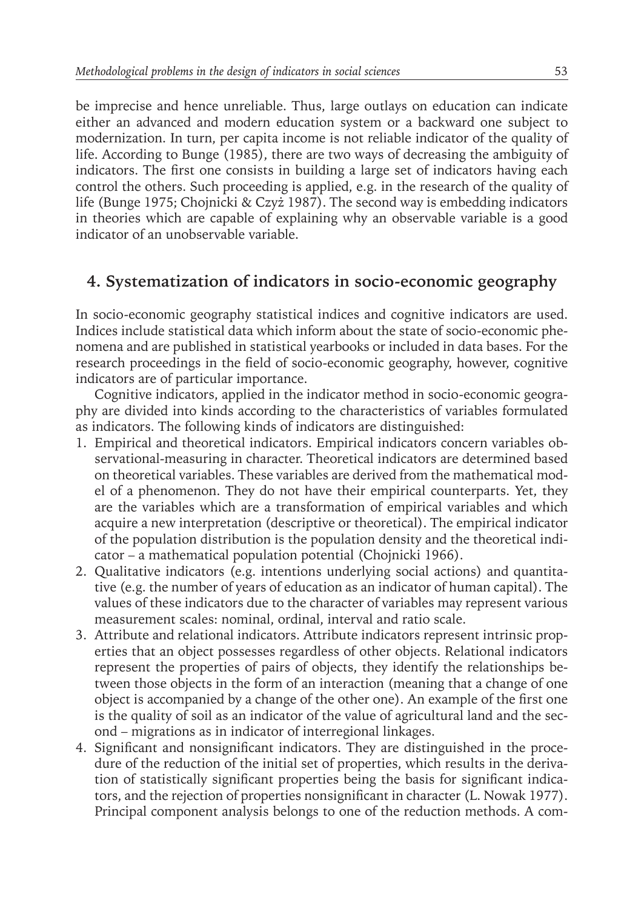be imprecise and hence unreliable. Thus, large outlays on education can indicate either an advanced and modern education system or a backward one subject to modernization. In turn, per capita income is not reliable indicator of the quality of life. According to Bunge (1985), there are two ways of decreasing the ambiguity of indicators. The first one consists in building a large set of indicators having each control the others. Such proceeding is applied, e.g. in the research of the quality of life (Bunge 1975; Chojnicki & Czyż 1987). The second way is embedding indicators in theories which are capable of explaining why an observable variable is a good indicator of an unobservable variable.

## 4. Systematization of indicators in socio-economic geography

In socio-economic geography statistical indices and cognitive indicators are used. Indices include statistical data which inform about the state of socio-economic phenomena and are published in statistical yearbooks or included in data bases. For the research proceedings in the field of socio-economic geography, however, cognitive indicators are of particular importance.

Cognitive indicators, applied in the indicator method in socio-economic geography are divided into kinds according to the characteristics of variables formulated as indicators. The following kinds of indicators are distinguished:

1. Empirical and theoretical indicators. Empirical indicators concern variables observational-measuring in character. Theoretical indicators are determined based on theoretical variables. These variables are derived from the mathematical model of a phenomenon. They do not have their empirical counterparts. Yet, they are the variables which are a transformation of empirical variables and which acquire a new interpretation (descriptive or theoretical). The empirical indicator of the population distribution is the population density and the theoretical indicator – a mathematical population potential (Chojnicki 1966).
2. Qualitative indicators (e.g. intentions underlying social actions) and quantitative (e.g. the number of years of education as an indicator of human capital). The values of these indicators due to the character of variables may represent various measurement scales: nominal, ordinal, interval and ratio scale.
3. Attribute and relational indicators. Attribute indicators represent intrinsic properties that an object possesses regardless of other objects. Relational indicators represent the properties of pairs of objects, they identify the relationships between those objects in the form of an interaction (meaning that a change of one object is accompanied by a change of the other one). An example of the first one is the quality of soil as an indicator of the value of agricultural land and the second – migrations as in indicator of interregional linkages.
4. Significant and nonsignificant indicators. They are distinguished in the procedure of the reduction of the initial set of properties, which results in the derivation of statistically significant properties being the basis for significant indicators, and the rejection of properties nonsignificant in character (L. Nowak 1977). Principal component analysis belongs to one of the reduction methods. A com-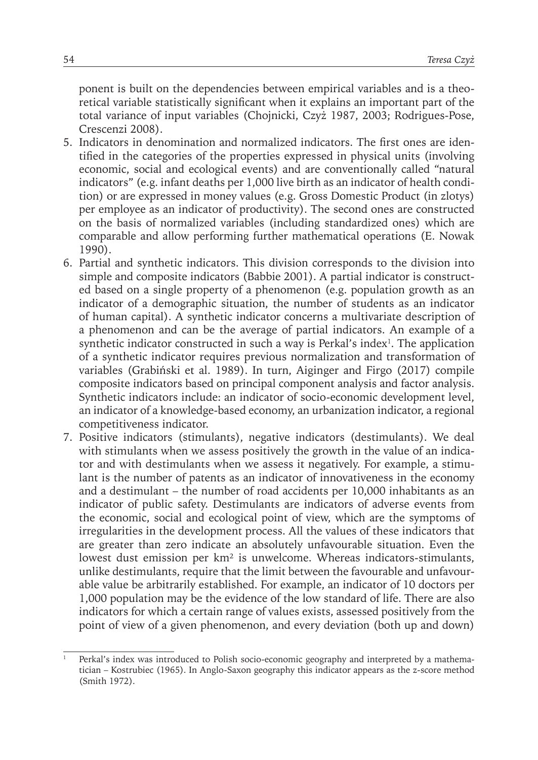ponent is built on the dependencies between empirical variables and is a theoretical variable statistically significant when it explains an important part of the total variance of input variables (Chojnicki, Czyż 1987, 2003; Rodrigues-Pose, Crescenzi 2008).

5. Indicators in denomination and normalized indicators. The first ones are identified in the categories of the properties expressed in physical units (involving economic, social and ecological events) and are conventionally called "natural indicators" (e.g. infant deaths per 1,000 live birth as an indicator of health condition) or are expressed in money values (e.g. Gross Domestic Product (in zlotys) per employee as an indicator of productivity). The second ones are constructed on the basis of normalized variables (including standardized ones) which are comparable and allow performing further mathematical operations (E. Nowak 1990).
6. Partial and synthetic indicators. This division corresponds to the division into simple and composite indicators (Babbie 2001). A partial indicator is constructed based on a single property of a phenomenon (e.g. population growth as an indicator of a demographic situation, the number of students as an indicator of human capital). A synthetic indicator concerns a multivariate description of a phenomenon and can be the average of partial indicators. An example of a synthetic indicator constructed in such a way is Perkal's index[1]. The application of a synthetic indicator requires previous normalization and transformation of variables (Grabiński et al. 1989). In turn, Aiginger and Firgo (2017) compile composite indicators based on principal component analysis and factor analysis. Synthetic indicators include: an indicator of socio-economic development level, an indicator of a knowledge-based economy, an urbanization indicator, a regional competitiveness indicator.
7. Positive indicators (stimulants), negative indicators (destimulants). We deal with stimulants when we assess positively the growth in the value of an indicator and with destimulants when we assess it negatively. For example, a stimulant is the number of patents as an indicator of innovativeness in the economy and a destimulant – the number of road accidents per 10,000 inhabitants as an indicator of public safety. Destimulants are indicators of adverse events from the economic, social and ecological point of view, which are the symptoms of irregularities in the development process. All the values of these indicators that are greater than zero indicate an absolutely unfavourable situation. Even the lowest dust emission per km$^2$ is unwelcome. Whereas indicators-stimulants, unlike destimulants, require that the limit between the favourable and unfavourable value be arbitrarily established. For example, an indicator of 10 doctors per 1,000 population may be the evidence of the low standard of life. There are also indicators for which a certain range of values exists, assessed positively from the point of view of a given phenomenon, and every deviation (both up and down)

[1] Perkal's index was introduced to Polish socio-economic geography and interpreted by a mathematician – Kostrubiec (1965). In Anglo-Saxon geography this indicator appears as the z-score method (Smith 1972).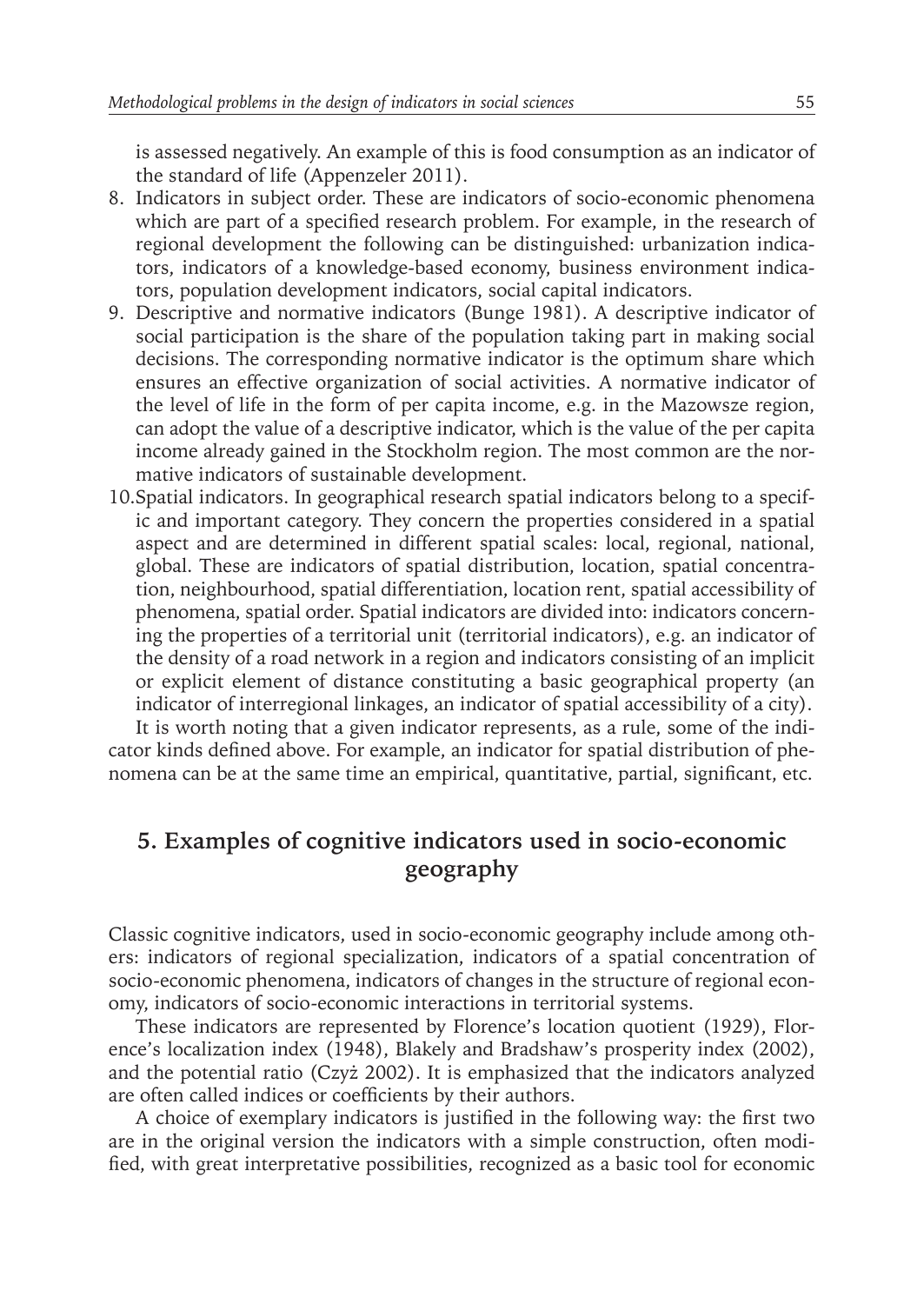is assessed negatively. An example of this is food consumption as an indicator of the standard of life (Appenzeler 2011).

8. Indicators in subject order. These are indicators of socio-economic phenomena which are part of a specified research problem. For example, in the research of regional development the following can be distinguished: urbanization indicators, indicators of a knowledge-based economy, business environment indicators, population development indicators, social capital indicators.
9. Descriptive and normative indicators (Bunge 1981). A descriptive indicator of social participation is the share of the population taking part in making social decisions. The corresponding normative indicator is the optimum share which ensures an effective organization of social activities. A normative indicator of the level of life in the form of per capita income, e.g. in the Mazowsze region, can adopt the value of a descriptive indicator, which is the value of the per capita income already gained in the Stockholm region. The most common are the normative indicators of sustainable development.
10. Spatial indicators. In geographical research spatial indicators belong to a specific and important category. They concern the properties considered in a spatial aspect and are determined in different spatial scales: local, regional, national, global. These are indicators of spatial distribution, location, spatial concentration, neighbourhood, spatial differentiation, location rent, spatial accessibility of phenomena, spatial order. Spatial indicators are divided into: indicators concerning the properties of a territorial unit (territorial indicators), e.g. an indicator of the density of a road network in a region and indicators consisting of an implicit or explicit element of distance constituting a basic geographical property (an indicator of interregional linkages, an indicator of spatial accessibility of a city).

It is worth noting that a given indicator represents, as a rule, some of the indicator kinds defined above. For example, an indicator for spatial distribution of phenomena can be at the same time an empirical, quantitative, partial, significant, etc.

## 5. Examples of cognitive indicators used in socio-economic geography

Classic cognitive indicators, used in socio-economic geography include among others: indicators of regional specialization, indicators of a spatial concentration of socio-economic phenomena, indicators of changes in the structure of regional economy, indicators of socio-economic interactions in territorial systems.

These indicators are represented by Florence's location quotient (1929), Florence's localization index (1948), Blakely and Bradshaw's prosperity index (2002), and the potential ratio (Czyż 2002). It is emphasized that the indicators analyzed are often called indices or coefficients by their authors.

A choice of exemplary indicators is justified in the following way: the first two are in the original version the indicators with a simple construction, often modified, with great interpretative possibilities, recognized as a basic tool for economic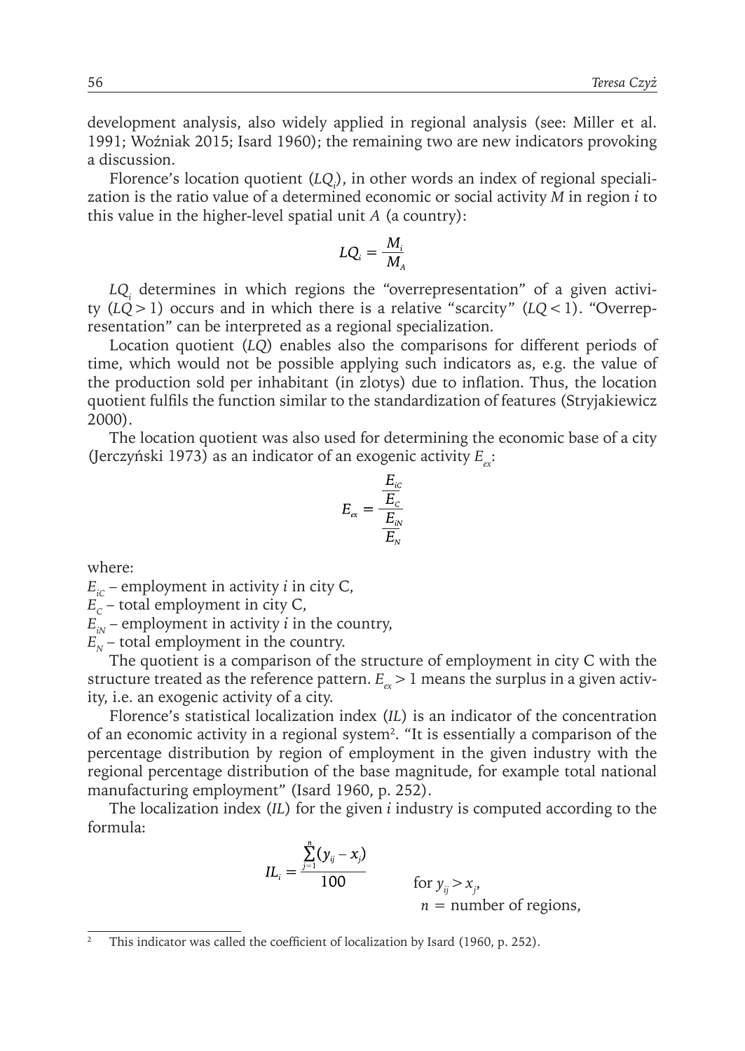development analysis, also widely applied in regional analysis (see: Miller et al. 1991; Woźniak 2015; Isard 1960); the remaining two are new indicators provoking a discussion.

Florence's location quotient ($LQ_i$), in other words an index of regional specialization is the ratio value of a determined economic or social activity *M* in region *i* to this value in the higher-level spatial unit *A* (a country):

$$LQ_i = \frac{M_i}{M_A}$$

$LQ_i$ determines in which regions the "overrepresentation" of a given activity ($LQ > 1$) occurs and in which there is a relative "scarcity" ($LQ < 1$). "Overrepresentation" can be interpreted as a regional specialization.

Location quotient (*LQ*) enables also the comparisons for different periods of time, which would not be possible applying such indicators as, e.g. the value of the production sold per inhabitant (in zlotys) due to inflation. Thus, the location quotient fulfils the function similar to the standardization of features (Stryjakiewicz 2000).

The location quotient was also used for determining the economic base of a city (Jerczyński 1973) as an indicator of an exogenic activity $E_{ex}$:

$$E_{ex} = \frac{\frac{E_{iC}}{E_C}}{\frac{E_{iN}}{E_N}}$$

where:

$E_{iC}$ – employment in activity *i* in city C,

$E_C$ – total employment in city C,

$E_{iN}$ – employment in activity *i* in the country,

$E_N$ – total employment in the country.

The quotient is a comparison of the structure of employment in city C with the structure treated as the reference pattern. $E_{ex} > 1$ means the surplus in a given activity, i.e. an exogenic activity of a city.

Florence's statistical localization index (*IL*) is an indicator of the concentration of an economic activity in a regional system[2]. "It is essentially a comparison of the percentage distribution by region of employment in the given industry with the regional percentage distribution of the base magnitude, for example total national manufacturing employment" (Isard 1960, p. 252).

The localization index (*IL*) for the given *i* industry is computed according to the formula:

$$IL_i = \frac{\sum_{j=1}^{n}(y_{ij} - x_j)}{100} \qquad \text{for } y_{ij} > x_j,$$

$n$ = number of regions,

[2] This indicator was called the coefficient of localization by Isard (1960, p. 252).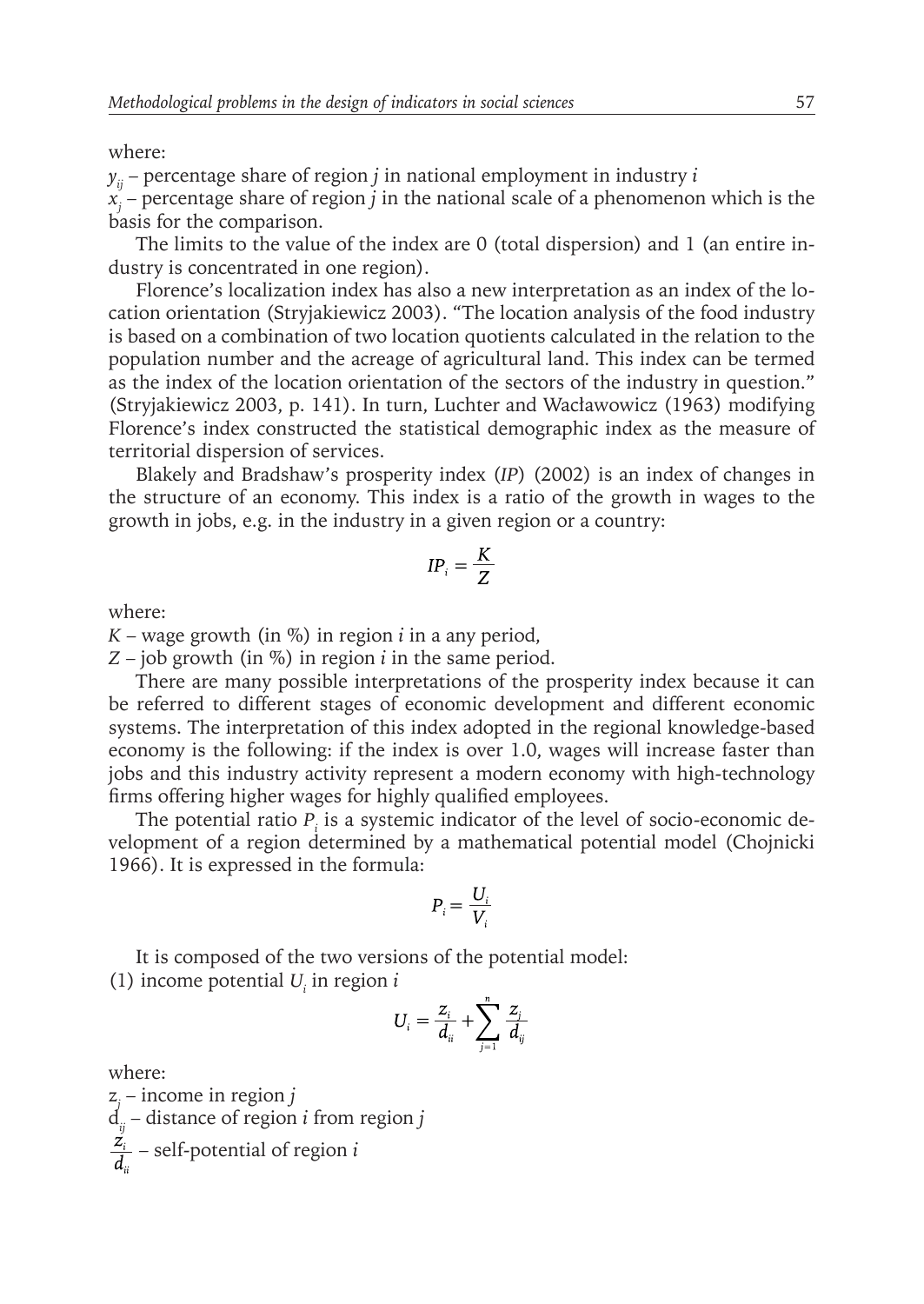where:

$y_{ij}$ – percentage share of region $j$ in national employment in industry $i$

$x_j$ – percentage share of region $j$ in the national scale of a phenomenon which is the basis for the comparison.

The limits to the value of the index are 0 (total dispersion) and 1 (an entire industry is concentrated in one region).

Florence's localization index has also a new interpretation as an index of the location orientation (Stryjakiewicz 2003). "The location analysis of the food industry is based on a combination of two location quotients calculated in the relation to the population number and the acreage of agricultural land. This index can be termed as the index of the location orientation of the sectors of the industry in question." (Stryjakiewicz 2003, p. 141). In turn, Luchter and Wacławowicz (1963) modifying Florence's index constructed the statistical demographic index as the measure of territorial dispersion of services.

Blakely and Bradshaw's prosperity index (*IP*) (2002) is an index of changes in the structure of an economy. This index is a ratio of the growth in wages to the growth in jobs, e.g. in the industry in a given region or a country:

$$IP_i = \frac{K}{Z}$$

where:

$K$ – wage growth (in %) in region $i$ in a any period,

$Z$ – job growth (in %) in region $i$ in the same period.

There are many possible interpretations of the prosperity index because it can be referred to different stages of economic development and different economic systems. The interpretation of this index adopted in the regional knowledge-based economy is the following: if the index is over 1.0, wages will increase faster than jobs and this industry activity represent a modern economy with high-technology firms offering higher wages for highly qualified employees.

The potential ratio $P_i$ is a systemic indicator of the level of socio-economic development of a region determined by a mathematical potential model (Chojnicki 1966). It is expressed in the formula:

$$P_i = \frac{U_i}{V_i}$$

It is composed of the two versions of the potential model:

(1) income potential $U_i$ in region $i$

$$U_i = \frac{z_i}{d_{ii}} + \sum_{j=1}^{n} \frac{z_j}{d_{ij}}$$

where:

$z_j$ – income in region $j$

$d_{ij}$ – distance of region $i$ from region $j$

$\frac{z_i}{d_{ii}}$ – self-potential of region $i$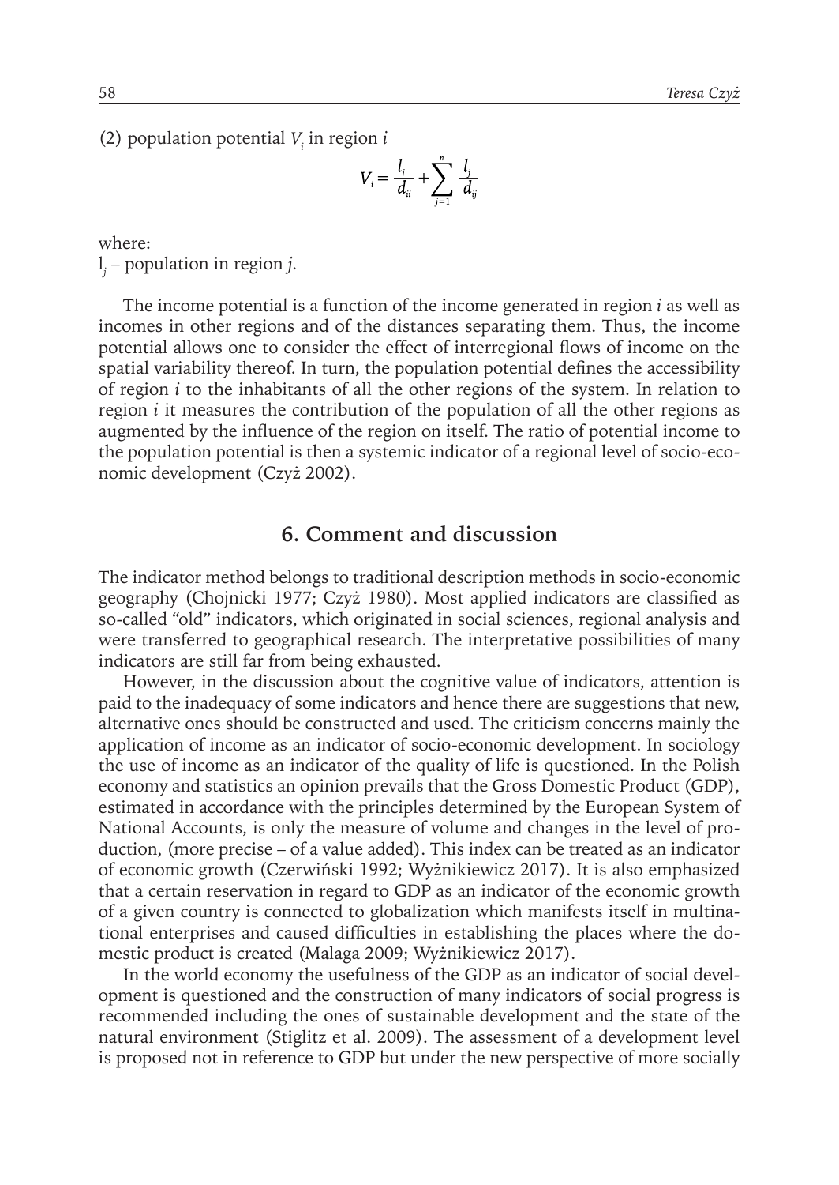(2) population potential $V_i$ in region $i$

$$V_i = \frac{l_i}{d_{ii}} + \sum_{j=1}^{n} \frac{l_j}{d_{ij}}$$

where:
$l_j$ – population in region $j$.

The income potential is a function of the income generated in region *i* as well as incomes in other regions and of the distances separating them. Thus, the income potential allows one to consider the effect of interregional flows of income on the spatial variability thereof. In turn, the population potential defines the accessibility of region *i* to the inhabitants of all the other regions of the system. In relation to region *i* it measures the contribution of the population of all the other regions as augmented by the influence of the region on itself. The ratio of potential income to the population potential is then a systemic indicator of a regional level of socio-economic development (Czyż 2002).

## 6. Comment and discussion

The indicator method belongs to traditional description methods in socio-economic geography (Chojnicki 1977; Czyż 1980). Most applied indicators are classified as so-called "old" indicators, which originated in social sciences, regional analysis and were transferred to geographical research. The interpretative possibilities of many indicators are still far from being exhausted.

However, in the discussion about the cognitive value of indicators, attention is paid to the inadequacy of some indicators and hence there are suggestions that new, alternative ones should be constructed and used. The criticism concerns mainly the application of income as an indicator of socio-economic development. In sociology the use of income as an indicator of the quality of life is questioned. In the Polish economy and statistics an opinion prevails that the Gross Domestic Product (GDP), estimated in accordance with the principles determined by the European System of National Accounts, is only the measure of volume and changes in the level of production, (more precise – of a value added). This index can be treated as an indicator of economic growth (Czerwiński 1992; Wyżnikiewicz 2017). It is also emphasized that a certain reservation in regard to GDP as an indicator of the economic growth of a given country is connected to globalization which manifests itself in multinational enterprises and caused difficulties in establishing the places where the domestic product is created (Malaga 2009; Wyżnikiewicz 2017).

In the world economy the usefulness of the GDP as an indicator of social development is questioned and the construction of many indicators of social progress is recommended including the ones of sustainable development and the state of the natural environment (Stiglitz et al. 2009). The assessment of a development level is proposed not in reference to GDP but under the new perspective of more socially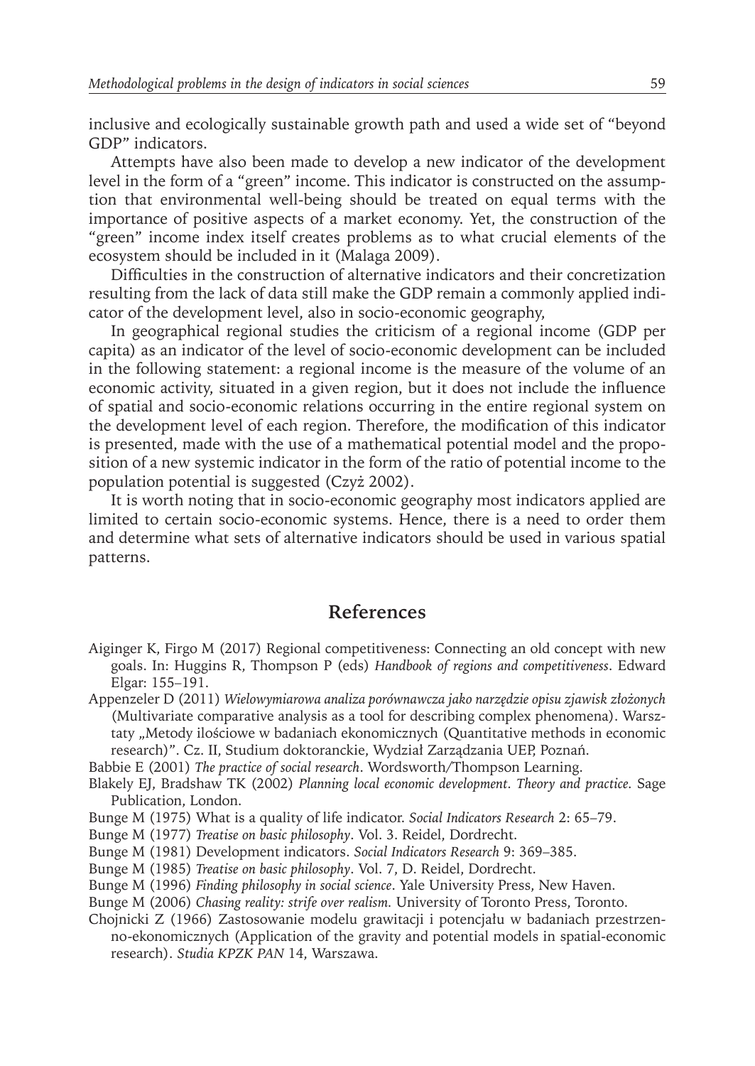inclusive and ecologically sustainable growth path and used a wide set of "beyond GDP" indicators.

Attempts have also been made to develop a new indicator of the development level in the form of a "green" income. This indicator is constructed on the assumption that environmental well-being should be treated on equal terms with the importance of positive aspects of a market economy. Yet, the construction of the "green" income index itself creates problems as to what crucial elements of the ecosystem should be included in it (Malaga 2009).

Difficulties in the construction of alternative indicators and their concretization resulting from the lack of data still make the GDP remain a commonly applied indicator of the development level, also in socio-economic geography,

In geographical regional studies the criticism of a regional income (GDP per capita) as an indicator of the level of socio-economic development can be included in the following statement: a regional income is the measure of the volume of an economic activity, situated in a given region, but it does not include the influence of spatial and socio-economic relations occurring in the entire regional system on the development level of each region. Therefore, the modification of this indicator is presented, made with the use of a mathematical potential model and the proposition of a new systemic indicator in the form of the ratio of potential income to the population potential is suggested (Czyż 2002).

It is worth noting that in socio-economic geography most indicators applied are limited to certain socio-economic systems. Hence, there is a need to order them and determine what sets of alternative indicators should be used in various spatial patterns.

## References

Aiginger K, Firgo M (2017) Regional competitiveness: Connecting an old concept with new goals. In: Huggins R, Thompson P (eds) *Handbook of regions and competitiveness*. Edward Elgar: 155–191.

Appenzeler D (2011) *Wielowymiarowa analiza porównawcza jako narzędzie opisu zjawisk złożonych* (Multivariate comparative analysis as a tool for describing complex phenomena). Warsztaty „Metody ilościowe w badaniach ekonomicznych (Quantitative methods in economic research)". Cz. II, Studium doktoranckie, Wydział Zarządzania UEP, Poznań.

Babbie E (2001) *The practice of social research*. Wordsworth/Thompson Learning.

Blakely EJ, Bradshaw TK (2002) *Planning local economic development. Theory and practice*. Sage Publication, London.

Bunge M (1975) What is a quality of life indicator. *Social Indicators Research* 2: 65–79.

Bunge M (1977) *Treatise on basic philosophy*. Vol. 3. Reidel, Dordrecht.

Bunge M (1981) Development indicators. *Social Indicators Research* 9: 369–385.

Bunge M (1985) *Treatise on basic philosophy*. Vol. 7, D. Reidel, Dordrecht.

Bunge M (1996) *Finding philosophy in social science*. Yale University Press, New Haven.

Bunge M (2006) *Chasing reality: strife over realism.* University of Toronto Press, Toronto.

Chojnicki Z (1966) Zastosowanie modelu grawitacji i potencjału w badaniach przestrzenno-ekonomicznych (Application of the gravity and potential models in spatial-economic research). *Studia KPZK PAN* 14, Warszawa.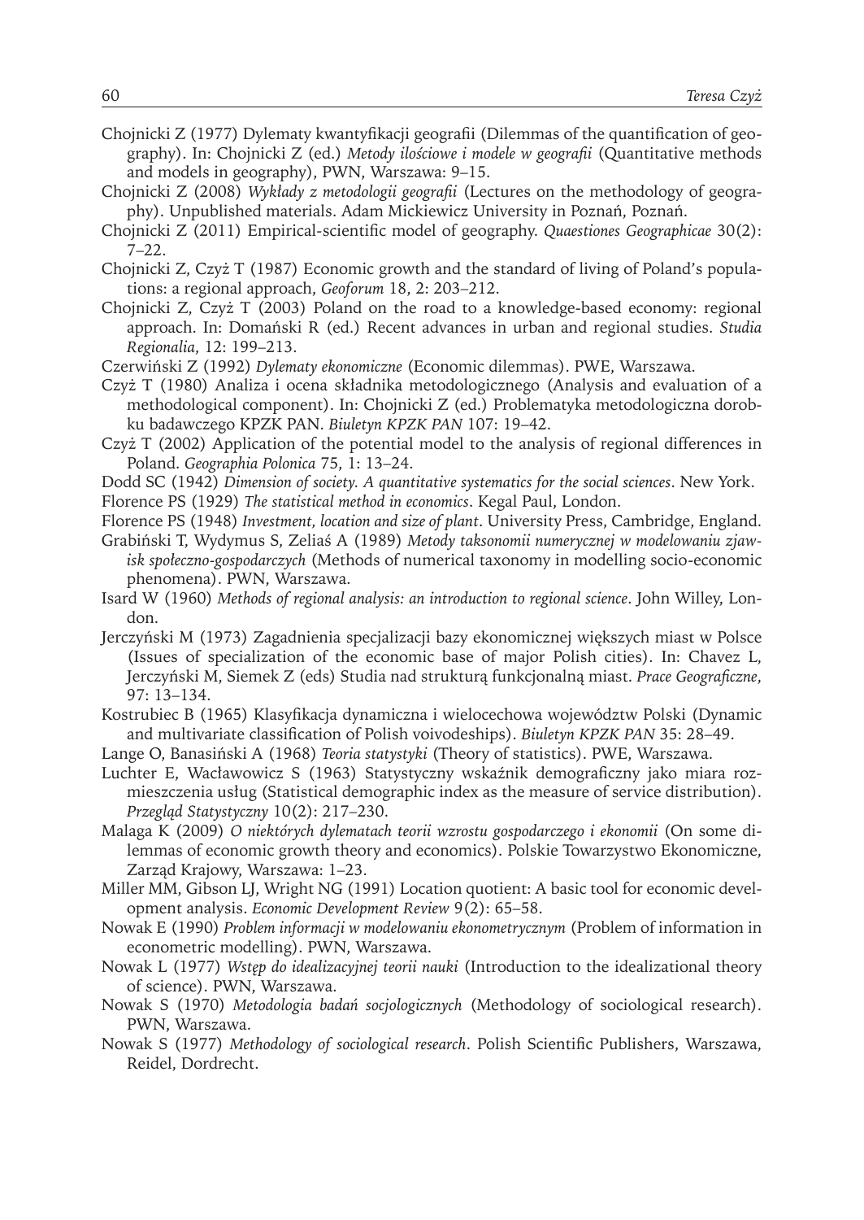Chojnicki Z (1977) Dylematy kwantyfikacji geografii (Dilemmas of the quantification of geography). In: Chojnicki Z (ed.) *Metody ilościowe i modele w geografii* (Quantitative methods and models in geography), PWN, Warszawa: 9–15.

Chojnicki Z (2008) *Wykłady z metodologii geografii* (Lectures on the methodology of geography). Unpublished materials. Adam Mickiewicz University in Poznań, Poznań.

Chojnicki Z (2011) Empirical-scientific model of geography. *Quaestiones Geographicae* 30(2): 7–22.

Chojnicki Z, Czyż T (1987) Economic growth and the standard of living of Poland's populations: a regional approach, *Geoforum* 18, 2: 203–212.

Chojnicki Z, Czyż T (2003) Poland on the road to a knowledge-based economy: regional approach. In: Domański R (ed.) Recent advances in urban and regional studies. *Studia Regionalia*, 12: 199–213.

Czerwiński Z (1992) *Dylematy ekonomiczne* (Economic dilemmas). PWE, Warszawa.

Czyż T (1980) Analiza i ocena składnika metodologicznego (Analysis and evaluation of a methodological component). In: Chojnicki Z (ed.) Problematyka metodologiczna dorobku badawczego KPZK PAN. *Biuletyn KPZK PAN* 107: 19–42.

Czyż T (2002) Application of the potential model to the analysis of regional differences in Poland. *Geographia Polonica* 75, 1: 13–24.

Dodd SC (1942) *Dimension of society. A quantitative systematics for the social sciences*. New York.

Florence PS (1929) *The statistical method in economics*. Kegal Paul, London.

Florence PS (1948) *Investment, location and size of plant*. University Press, Cambridge, England.

Grabiński T, Wydymus S, Zeliaś A (1989) *Metody taksonomii numerycznej w modelowaniu zjawisk społeczno-gospodarczych* (Methods of numerical taxonomy in modelling socio-economic phenomena). PWN, Warszawa.

Isard W (1960) *Methods of regional analysis: an introduction to regional science*. John Willey, London.

Jerczyński M (1973) Zagadnienia specjalizacji bazy ekonomicznej większych miast w Polsce (Issues of specialization of the economic base of major Polish cities). In: Chavez L, Jerczyński M, Siemek Z (eds) Studia nad strukturą funkcjonalną miast. *Prace Geograficzne*, 97: 13–134.

Kostrubiec B (1965) Klasyfikacja dynamiczna i wielocechowa województw Polski (Dynamic and multivariate classification of Polish voivodeships). *Biuletyn KPZK PAN* 35: 28–49.

Lange O, Banasiński A (1968) *Teoria statystyki* (Theory of statistics). PWE, Warszawa.

Luchter E, Wacławowicz S (1963) Statystyczny wskaźnik demograficzny jako miara rozmieszczenia usług (Statistical demographic index as the measure of service distribution). *Przegląd Statystyczny* 10(2): 217–230.

Malaga K (2009) *O niektórych dylematach teorii wzrostu gospodarczego i ekonomii* (On some dilemmas of economic growth theory and economics). Polskie Towarzystwo Ekonomiczne, Zarząd Krajowy, Warszawa: 1–23.

Miller MM, Gibson LJ, Wright NG (1991) Location quotient: A basic tool for economic development analysis. *Economic Development Review* 9(2): 65–58.

Nowak E (1990) *Problem informacji w modelowaniu ekonometrycznym* (Problem of information in econometric modelling). PWN, Warszawa.

Nowak L (1977) *Wstęp do idealizacyjnej teorii nauki* (Introduction to the idealizational theory of science). PWN, Warszawa.

Nowak S (1970) *Metodologia badań socjologicznych* (Methodology of sociological research). PWN, Warszawa.

Nowak S (1977) *Methodology of sociological research*. Polish Scientific Publishers, Warszawa, Reidel, Dordrecht.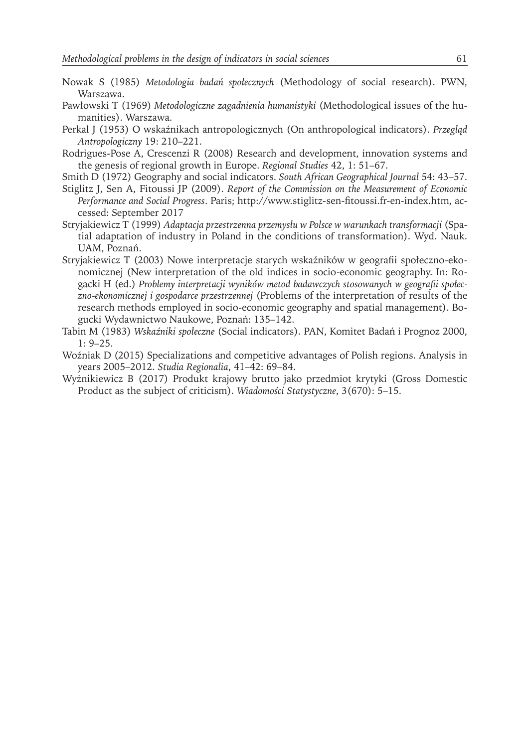Nowak S (1985) *Metodologia badań społecznych* (Methodology of social research). PWN, Warszawa.

Pawłowski T (1969) *Metodologiczne zagadnienia humanistyki* (Methodological issues of the humanities). Warszawa.

Perkal J (1953) O wskaźnikach antropologicznych (On anthropological indicators). *Przegląd Antropologiczny* 19: 210–221.

Rodrigues-Pose A, Crescenzi R (2008) Research and development, innovation systems and the genesis of regional growth in Europe. *Regional Studies* 42, 1: 51–67.

Smith D (1972) Geography and social indicators. *South African Geographical Journal* 54: 43–57.

Stiglitz J, Sen A, Fitoussi JP (2009). *Report of the Commission on the Measurement of Economic Performance and Social Progress*. Paris; http://www.stiglitz-sen-fitoussi.fr-en-index.htm, accessed: September 2017

Stryjakiewicz T (1999) *Adaptacja przestrzenna przemysłu w Polsce w warunkach transformacji* (Spatial adaptation of industry in Poland in the conditions of transformation). Wyd. Nauk. UAM, Poznań.

Stryjakiewicz T (2003) Nowe interpretacje starych wskaźników w geografii społeczno-ekonomicznej (New interpretation of the old indices in socio-economic geography. In: Rogacki H (ed.) *Problemy interpretacji wyników metod badawczych stosowanych w geografii społeczno-ekonomicznej i gospodarce przestrzennej* (Problems of the interpretation of results of the research methods employed in socio-economic geography and spatial management). Bogucki Wydawnictwo Naukowe, Poznań: 135–142.

Tabin M (1983) *Wskaźniki społeczne* (Social indicators). PAN, Komitet Badań i Prognoz 2000, 1: 9–25.

Woźniak D (2015) Specializations and competitive advantages of Polish regions. Analysis in years 2005–2012. *Studia Regionalia*, 41–42: 69–84.

Wyżnikiewicz B (2017) Produkt krajowy brutto jako przedmiot krytyki (Gross Domestic Product as the subject of criticism). *Wiadomości Statystyczne*, 3(670): 5–15.